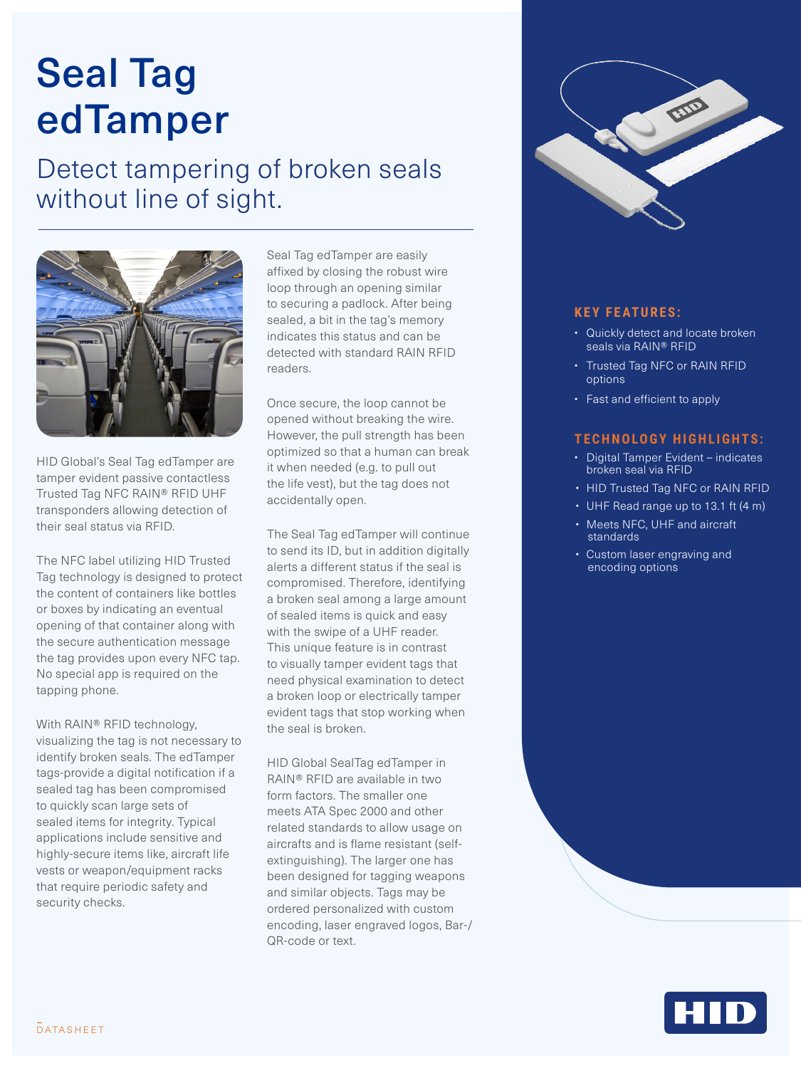# Seal Tag edTamper

## Detect tampering of broken seals without line of sight.

HID Global's Seal Tag edTamper are tamper evident passive contactless Trusted Tag NFC RAIN® RFID UHF transponders allowing detection of their seal status via RFID.

The NFC label utilizing HID Trusted Tag technology is designed to protect the content of containers like bottles or boxes by indicating an eventual opening of that container along with the secure authentication message the tag provides upon every NFC tap. No special app is required on the tapping phone.

With RAIN® RFID technology, visualizing the tag is not necessary to identify broken seals. The edTamper tags-provide a digital notification if a sealed tag has been compromised to quickly scan large sets of sealed items for integrity. Typical applications include sensitive and highly-secure items like, aircraft life vests or weapon/equipment racks that require periodic safety and security checks.

Seal Tag edTamper are easily affixed by closing the robust wire loop through an opening similar to securing a padlock. After being sealed, a bit in the tag's memory indicates this status and can be detected with standard RAIN RFID readers.

Once secure, the loop cannot be opened without breaking the wire. However, the pull strength has been optimized so that a human can break it when needed (e.g. to pull out the life vest), but the tag does not accidentally open.

The Seal Tag edTamper will continue to send its ID, but in addition digitally alerts a different status if the seal is compromised. Therefore, identifying a broken seal among a large amount of sealed items is quick and easy with the swipe of a UHF reader. This unique feature is in contrast to visually tamper evident tags that need physical examination to detect a broken loop or electrically tamper evident tags that stop working when the seal is broken.

HID Global SealTag edTamper in RAIN® RFID are available in two form factors. The smaller one meets ATA Spec 2000 and other related standards to allow usage on aircrafts and is flame resistant (self-extinguishing). The larger one has been designed for tagging weapons and similar objects. Tags may be ordered personalized with custom encoding, laser engraved logos, Bar-/QR-code or text.

### KEY FEATURES:

- Quickly detect and locate broken seals via RAIN® RFID
- Trusted Tag NFC or RAIN RFID options
- Fast and efficient to apply

### TECHNOLOGY HIGHLIGHTS:

- Digital Tamper Evident – indicates broken seal via RFID
- HID Trusted Tag NFC or RAIN RFID
- UHF Read range up to 13.1 ft (4 m)
- Meets NFC, UHF and aircraft standards
- Custom laser engraving and encoding options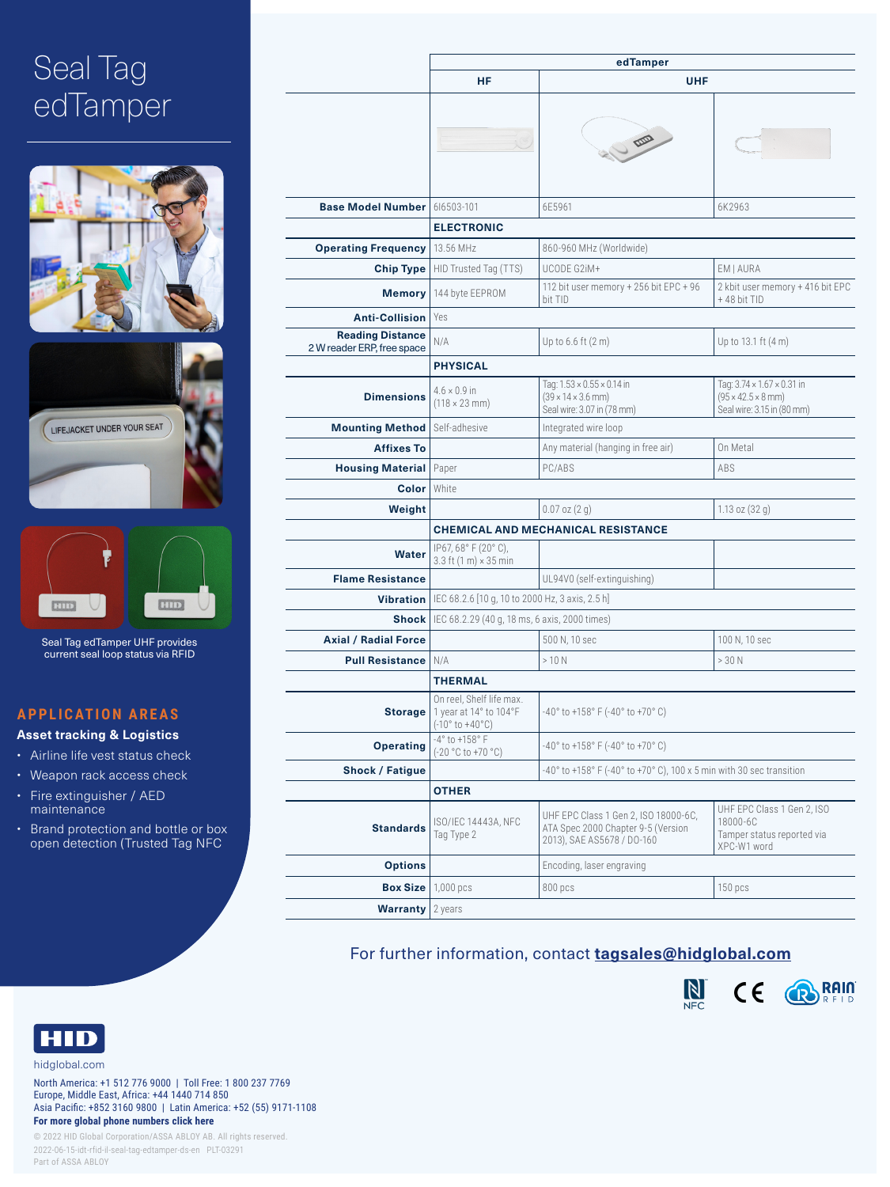# Seal Tag edTamper

LIFEJACKET UNDER YOUR SEAT

Seal Tag edTamper UHF provides current seal loop status via RFID

## APPLICATION AREAS

### Asset tracking & Logistics

- Airline life vest status check
- Weapon rack access check
- Fire extinguisher / AED maintenance
- Brand protection and bottle or box open detection (Trusted Tag NFC

| | edTamper | | |
|---|---|---|---|
| | HF | UHF | |
| Base Model Number | 616503-101 | 6E5961 | 6K2963 |
| | **ELECTRONIC** | | |
| Operating Frequency | 13.56 MHz | 860-960 MHz (Worldwide) | |
| Chip Type | HID Trusted Tag (TTS) | UCODE G2iM+ | EM \| AURA |
| Memory | 144 byte EEPROM | 112 bit user memory + 256 bit EPC + 96 bit TID | 2 kbit user memory + 416 bit EPC + 48 bit TID |
| Anti-Collision | Yes | | |
| Reading Distance 2 W reader ERP, free space | N/A | Up to 6.6 ft (2 m) | Up to 13.1 ft (4 m) |
| | **PHYSICAL** | | |
| Dimensions | 4.6 × 0.9 in (118 × 23 mm) | Tag: 1.53 × 0.55 × 0.14 in (39 × 14 × 3.6 mm) Seal wire: 3.07 in (78 mm) | Tag: 3.74 × 1.67 × 0.31 in (95 × 42.5 × 8 mm) Seal wire: 3.15 in (80 mm) |
| Mounting Method | Self-adhesive | Integrated wire loop | |
| Affixes To | | Any material (hanging in free air) | On Metal |
| Housing Material | Paper | PC/ABS | ABS |
| Color | White | | |
| Weight | | 0.07 oz (2 g) | 1.13 oz (32 g) |
| | **CHEMICAL AND MECHANICAL RESISTANCE** | | |
| Water | IP67, 68° F (20° C), 3.3 ft (1 m) × 35 min | | |
| Flame Resistance | | UL94V0 (self-extinguishing) | |
| Vibration | IEC 68.2.6 [10 g, 10 to 2000 Hz, 3 axis, 2.5 h] | | |
| Shock | IEC 68.2.29 (40 g, 18 ms, 6 axis, 2000 times) | | |
| Axial / Radial Force | | 500 N, 10 sec | 100 N, 10 sec |
| Pull Resistance | N/A | > 10 N | > 30 N |
| | **THERMAL** | | |
| Storage | On reel, Shelf life max. 1 year at 14° to 104°F (-10° to +40°C) | -40° to +158° F (-40° to +70° C) | |
| Operating | -4° to +158° F (-20 °C to +70 °C) | -40° to +158° F (-40° to +70° C) | |
| Shock / Fatigue | | -40° to +158° F (-40° to +70° C), 100 x 5 min with 30 sec transition | |
| | **OTHER** | | |
| Standards | ISO/IEC 14443A, NFC Tag Type 2 | UHF EPC Class 1 Gen 2, ISO 18000-6C, ATA Spec 2000 Chapter 9-5 (Version 2013), SAE AS5678 / DO-160 | UHF EPC Class 1 Gen 2, ISO 18000-6C Tamper status reported via XPC-W1 word |
| Options | | Encoding, laser engraving | |
| Box Size | 1,000 pcs | 800 pcs | 150 pcs |
| Warranty | 2 years | | |

For further information, contact **tagsales@hidglobal.com**

HID

hidglobal.com

North America: +1 512 776 9000 | Toll Free: 1 800 237 7769
Europe, Middle East, Africa: +44 1440 714 850
Asia Pacific: +852 3160 9800 | Latin America: +52 (55) 9171-1108
**For more global phone numbers click here**

© 2022 HID Global Corporation/ASSA ABLOY AB. All rights reserved.
2022-06-15-idt-rfid-il-seal-tag-edtamper-ds-en PLT-03291
Part of ASSA ABLOY